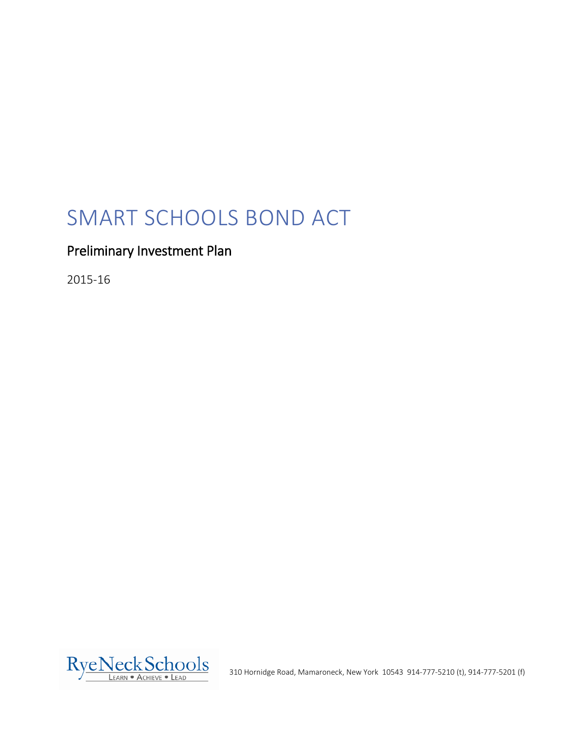# SMART SCHOOLS BOND ACT

## Preliminary Investment Plan

2015-16

RyeNeckSchools
LEARN • ACHIEVE • LEAD

310 Hornidge Road, Mamaroneck, New York 10543 914-777-5210 (t), 914-777-5201 (f)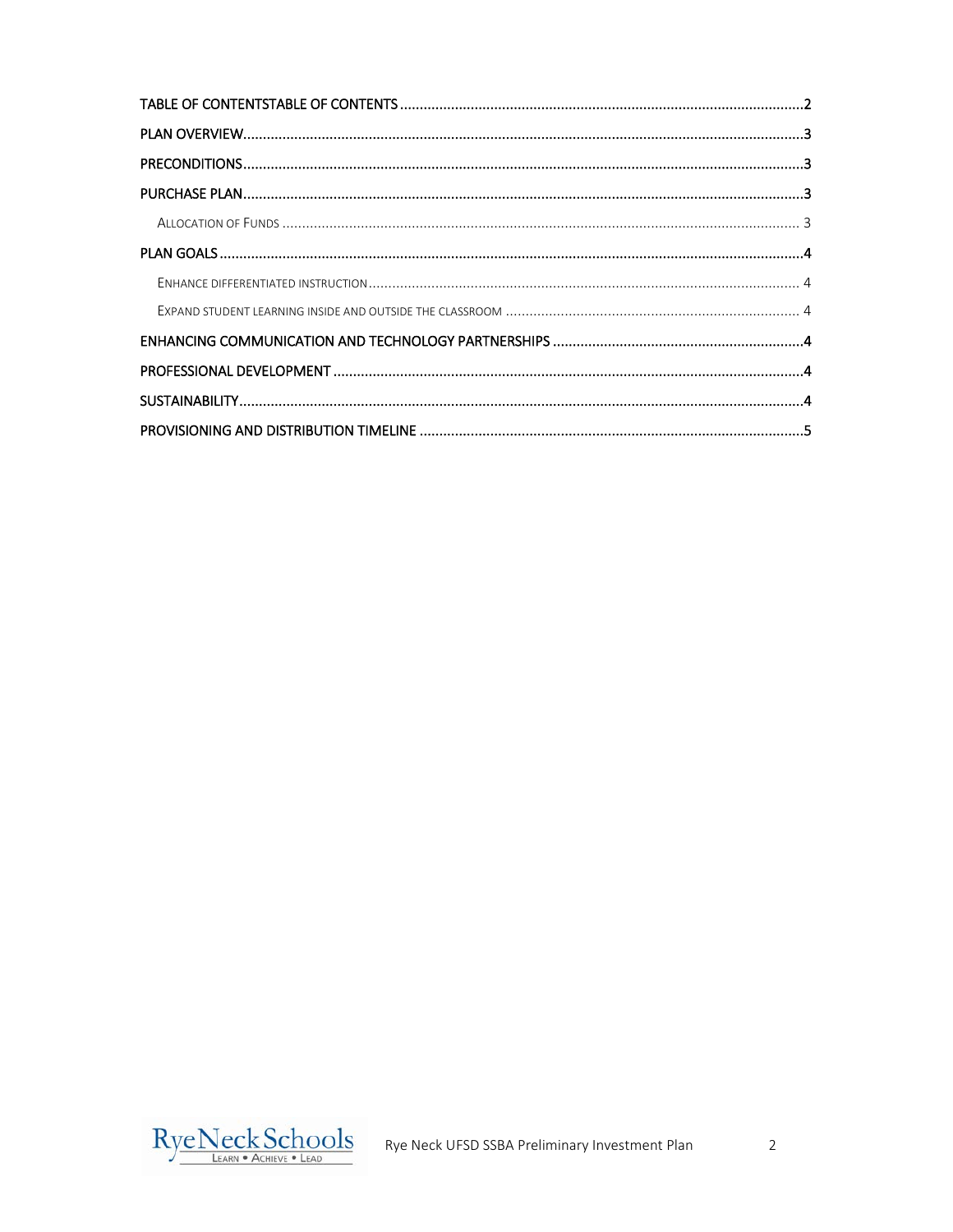TABLE OF CONTENTSTABLE OF CONTENTS ..................................................................................................2

PLAN OVERVIEW........................................................................................................................................3

PRECONDITIONS........................................................................................................................................3

PURCHASE PLAN........................................................................................................................................3

ALLOCATION OF FUNDS ..................................................................................................................... 3

PLAN GOALS ..............................................................................................................................................4

ENHANCE DIFFERENTIATED INSTRUCTION ............................................................................................ 4

EXPAND STUDENT LEARNING INSIDE AND OUTSIDE THE CLASSROOM ........................................................ 4

ENHANCING COMMUNICATION AND TECHNOLOGY PARTNERSHIPS ................................................4

PROFESSIONAL DEVELOPMENT ...............................................................................................................4

SUSTAINABILITY.........................................................................................................................................4

PROVISIONING AND DISTRIBUTION TIMELINE .......................................................................................5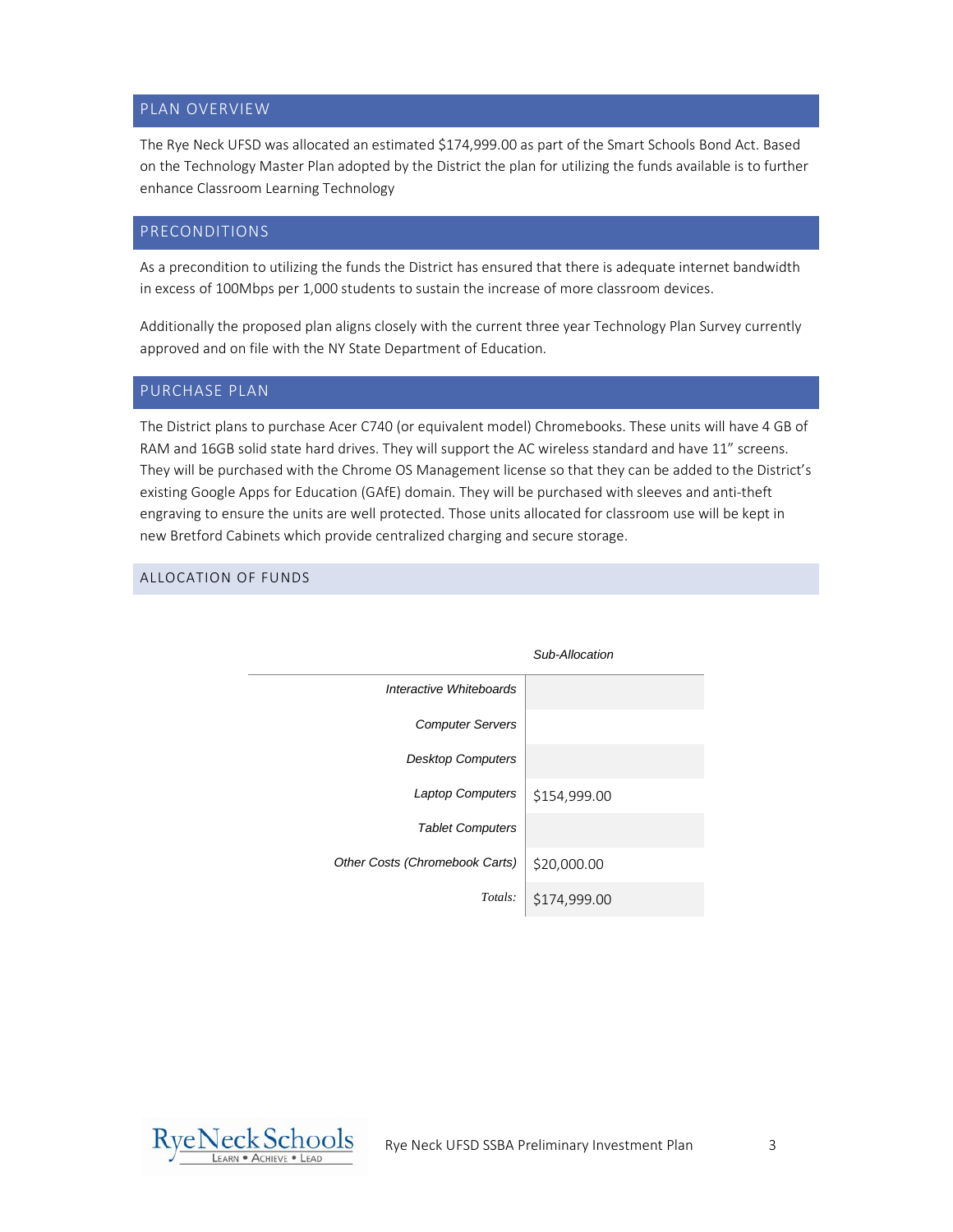## PLAN OVERVIEW

The Rye Neck UFSD was allocated an estimated $174,999.00 as part of the Smart Schools Bond Act. Based on the Technology Master Plan adopted by the District the plan for utilizing the funds available is to further enhance Classroom Learning Technology

## PRECONDITIONS

As a precondition to utilizing the funds the District has ensured that there is adequate internet bandwidth in excess of 100Mbps per 1,000 students to sustain the increase of more classroom devices.

Additionally the proposed plan aligns closely with the current three year Technology Plan Survey currently approved and on file with the NY State Department of Education.

## PURCHASE PLAN

The District plans to purchase Acer C740 (or equivalent model) Chromebooks. These units will have 4 GB of RAM and 16GB solid state hard drives. They will support the AC wireless standard and have 11" screens. They will be purchased with the Chrome OS Management license so that they can be added to the District's existing Google Apps for Education (GAfE) domain. They will be purchased with sleeves and anti-theft engraving to ensure the units are well protected. Those units allocated for classroom use will be kept in new Bretford Cabinets which provide centralized charging and secure storage.

## ALLOCATION OF FUNDS

| | *Sub-Allocation* |
|---|---|
| *Interactive Whiteboards* | |
| *Computer Servers* | |
| *Desktop Computers* | |
| *Laptop Computers* | $154,999.00 |
| *Tablet Computers* | |
| *Other Costs (Chromebook Carts)* | $20,000.00 |
| *Totals:* | $174,999.00 |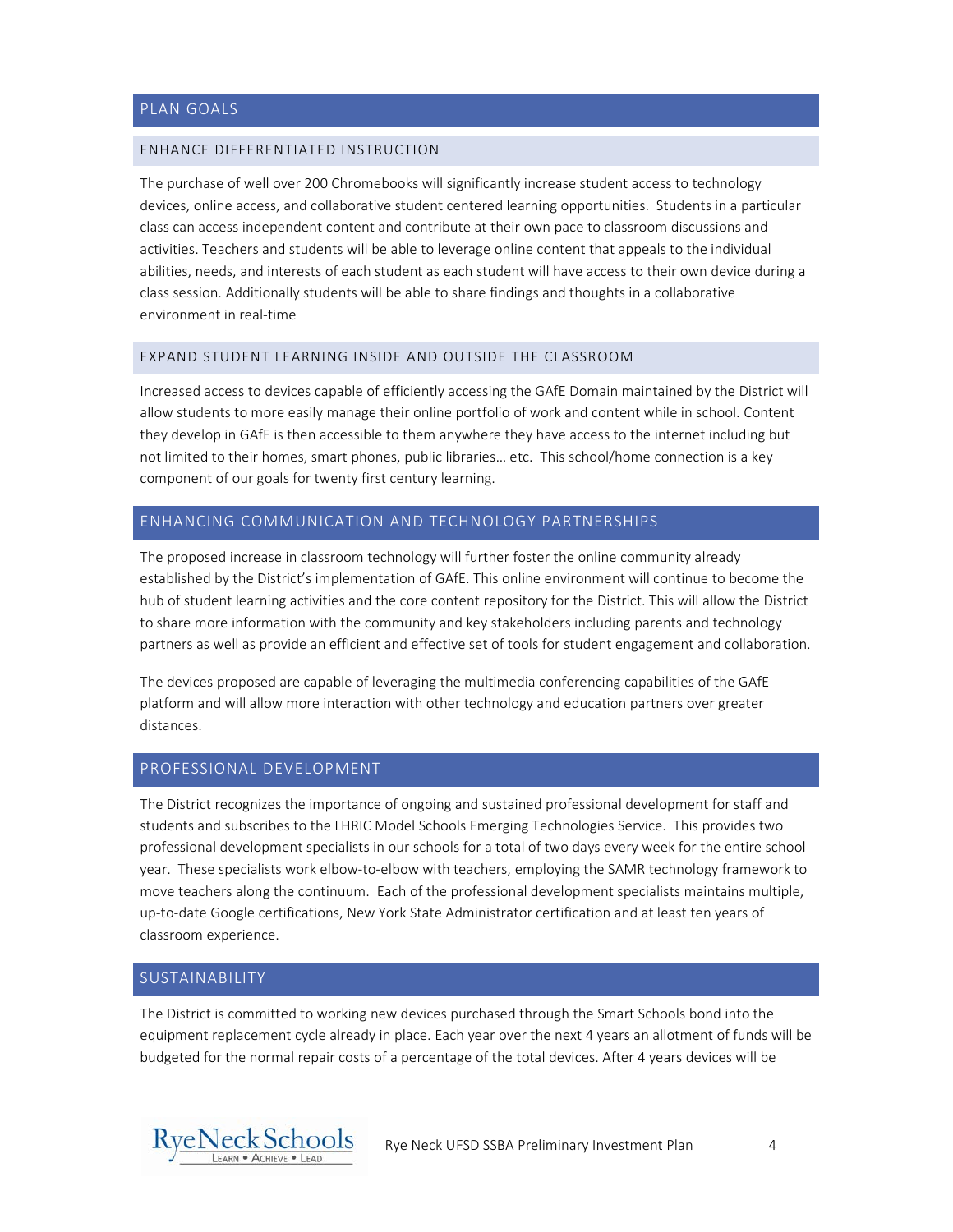## PLAN GOALS

### ENHANCE DIFFERENTIATED INSTRUCTION

The purchase of well over 200 Chromebooks will significantly increase student access to technology devices, online access, and collaborative student centered learning opportunities. Students in a particular class can access independent content and contribute at their own pace to classroom discussions and activities. Teachers and students will be able to leverage online content that appeals to the individual abilities, needs, and interests of each student as each student will have access to their own device during a class session. Additionally students will be able to share findings and thoughts in a collaborative environment in real-time

### EXPAND STUDENT LEARNING INSIDE AND OUTSIDE THE CLASSROOM

Increased access to devices capable of efficiently accessing the GAfE Domain maintained by the District will allow students to more easily manage their online portfolio of work and content while in school. Content they develop in GAfE is then accessible to them anywhere they have access to the internet including but not limited to their homes, smart phones, public libraries… etc. This school/home connection is a key component of our goals for twenty first century learning.

## ENHANCING COMMUNICATION AND TECHNOLOGY PARTNERSHIPS

The proposed increase in classroom technology will further foster the online community already established by the District's implementation of GAfE. This online environment will continue to become the hub of student learning activities and the core content repository for the District. This will allow the District to share more information with the community and key stakeholders including parents and technology partners as well as provide an efficient and effective set of tools for student engagement and collaboration.

The devices proposed are capable of leveraging the multimedia conferencing capabilities of the GAfE platform and will allow more interaction with other technology and education partners over greater distances.

## PROFESSIONAL DEVELOPMENT

The District recognizes the importance of ongoing and sustained professional development for staff and students and subscribes to the LHRIC Model Schools Emerging Technologies Service. This provides two professional development specialists in our schools for a total of two days every week for the entire school year. These specialists work elbow-to-elbow with teachers, employing the SAMR technology framework to move teachers along the continuum. Each of the professional development specialists maintains multiple, up-to-date Google certifications, New York State Administrator certification and at least ten years of classroom experience.

## SUSTAINABILITY

The District is committed to working new devices purchased through the Smart Schools bond into the equipment replacement cycle already in place. Each year over the next 4 years an allotment of funds will be budgeted for the normal repair costs of a percentage of the total devices. After 4 years devices will be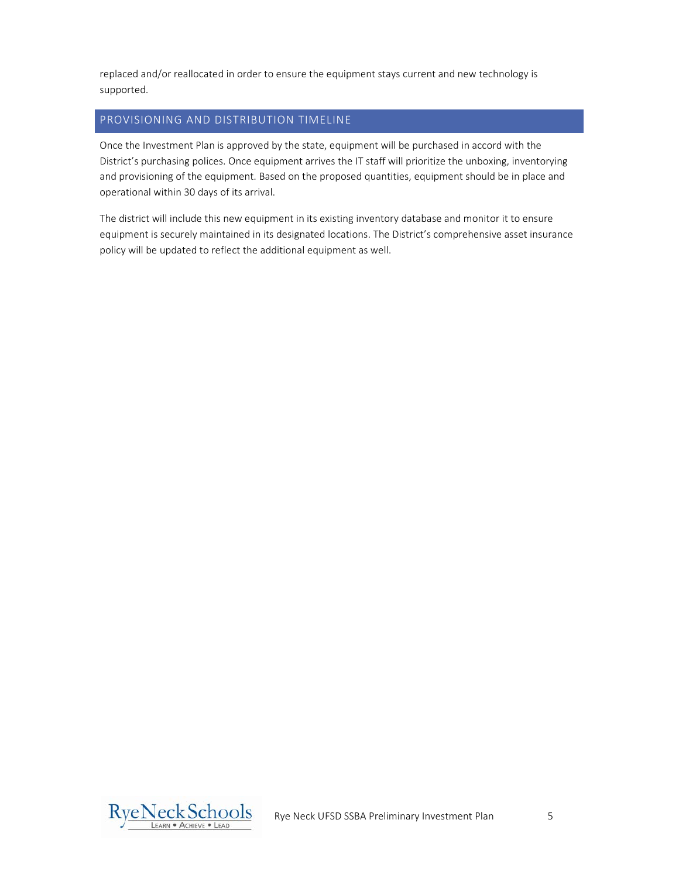replaced and/or reallocated in order to ensure the equipment stays current and new technology is supported.

## PROVISIONING AND DISTRIBUTION TIMELINE

Once the Investment Plan is approved by the state, equipment will be purchased in accord with the District's purchasing polices. Once equipment arrives the IT staff will prioritize the unboxing, inventorying and provisioning of the equipment. Based on the proposed quantities, equipment should be in place and operational within 30 days of its arrival.

The district will include this new equipment in its existing inventory database and monitor it to ensure equipment is securely maintained in its designated locations. The District's comprehensive asset insurance policy will be updated to reflect the additional equipment as well.